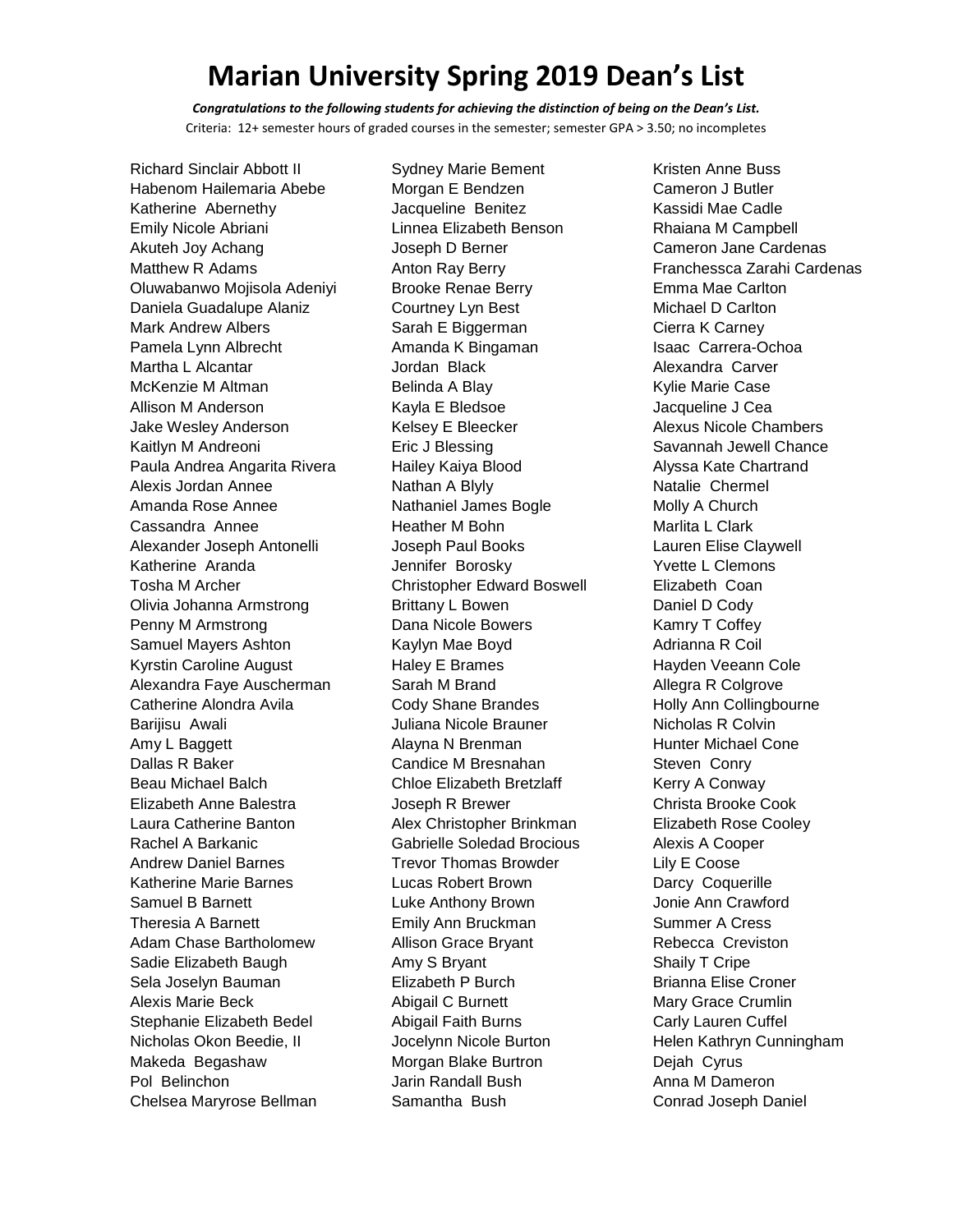# Marian University Spring 2019 Dean's List

***Congratulations to the following students for achieving the distinction of being on the Dean's List.***

Criteria: 12+ semester hours of graded courses in the semester; semester GPA > 3.50; no incompletes

Richard Sinclair Abbott II
Habenom Hailemaria Abebe
Katherine Abernethy
Emily Nicole Abriani
Akuteh Joy Achang
Matthew R Adams
Oluwabanwo Mojisola Adeniyi
Daniela Guadalupe Alaniz
Mark Andrew Albers
Pamela Lynn Albrecht
Martha L Alcantar
McKenzie M Altman
Allison M Anderson
Jake Wesley Anderson
Kaitlyn M Andreoni
Paula Andrea Angarita Rivera
Alexis Jordan Annee
Amanda Rose Annee
Cassandra Annee
Alexander Joseph Antonelli
Katherine Aranda
Tosha M Archer
Olivia Johanna Armstrong
Penny M Armstrong
Samuel Mayers Ashton
Kyrstin Caroline August
Alexandra Faye Auscherman
Catherine Alondra Avila
Barijisu Awali
Amy L Baggett
Dallas R Baker
Beau Michael Balch
Elizabeth Anne Balestra
Laura Catherine Banton
Rachel A Barkanic
Andrew Daniel Barnes
Katherine Marie Barnes
Samuel B Barnett
Theresia A Barnett
Adam Chase Bartholomew
Sadie Elizabeth Baugh
Sela Joselyn Bauman
Alexis Marie Beck
Stephanie Elizabeth Bedel
Nicholas Okon Beedie, II
Makeda Begashaw
Pol Belinchon
Chelsea Maryrose Bellman
Sydney Marie Bement
Morgan E Bendzen
Jacqueline Benitez
Linnea Elizabeth Benson
Joseph D Berner
Anton Ray Berry
Brooke Renae Berry
Courtney Lyn Best
Sarah E Biggerman
Amanda K Bingaman
Jordan Black
Belinda A Blay
Kayla E Bledsoe
Kelsey E Bleecker
Eric J Blessing
Hailey Kaiya Blood
Nathan A Blyly
Nathaniel James Bogle
Heather M Bohn
Joseph Paul Books
Jennifer Borosky
Christopher Edward Boswell
Brittany L Bowen
Dana Nicole Bowers
Kaylyn Mae Boyd
Haley E Brames
Sarah M Brand
Cody Shane Brandes
Juliana Nicole Brauner
Alayna N Brenman
Candice M Bresnahan
Chloe Elizabeth Bretzlaff
Joseph R Brewer
Alex Christopher Brinkman
Gabrielle Soledad Brocious
Trevor Thomas Browder
Lucas Robert Brown
Luke Anthony Brown
Emily Ann Bruckman
Allison Grace Bryant
Amy S Bryant
Elizabeth P Burch
Abigail C Burnett
Abigail Faith Burns
Jocelynn Nicole Burton
Morgan Blake Burtron
Jarin Randall Bush
Samantha Bush
Kristen Anne Buss
Cameron J Butler
Kassidi Mae Cadle
Rhaiana M Campbell
Cameron Jane Cardenas
Franchessca Zarahi Cardenas
Emma Mae Carlton
Michael D Carlton
Cierra K Carney
Isaac Carrera-Ochoa
Alexandra Carver
Kylie Marie Case
Jacqueline J Cea
Alexus Nicole Chambers
Savannah Jewell Chance
Alyssa Kate Chartrand
Natalie Chermel
Molly A Church
Marlita L Clark
Lauren Elise Claywell
Yvette L Clemons
Elizabeth Coan
Daniel D Cody
Kamry T Coffey
Adrianna R Coil
Hayden Veeann Cole
Allegra R Colgrove
Holly Ann Collingbourne
Nicholas R Colvin
Hunter Michael Cone
Steven Conry
Kerry A Conway
Christa Brooke Cook
Elizabeth Rose Cooley
Alexis A Cooper
Lily E Coose
Darcy Coquerille
Jonie Ann Crawford
Summer A Cress
Rebecca Creviston
Shaily T Cripe
Brianna Elise Croner
Mary Grace Crumlin
Carly Lauren Cuffel
Helen Kathryn Cunningham
Dejah Cyrus
Anna M Dameron
Conrad Joseph Daniel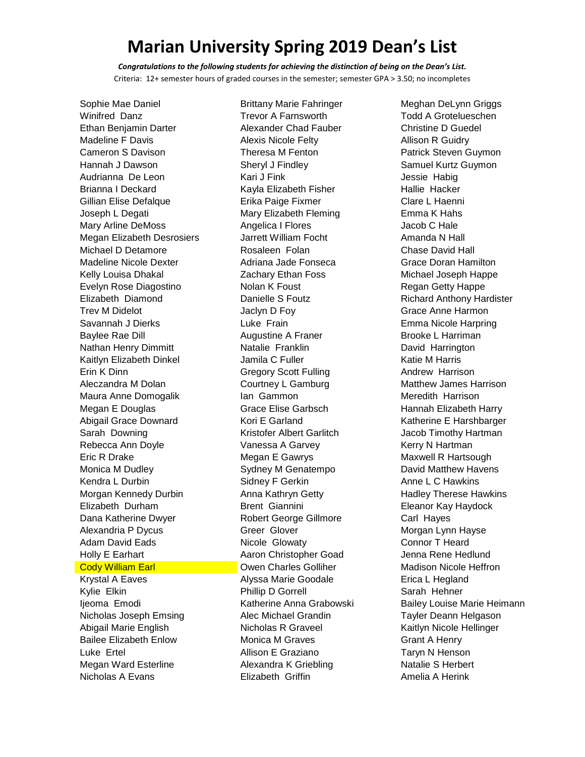# Marian University Spring 2019 Dean's List

***Congratulations to the following students for achieving the distinction of being on the Dean's List.***

Criteria: 12+ semester hours of graded courses in the semester; semester GPA > 3.50; no incompletes

Sophie Mae Daniel
Winifred Danz
Ethan Benjamin Darter
Madeline F Davis
Cameron S Davison
Hannah J Dawson
Audrianna De Leon
Brianna I Deckard
Gillian Elise Defalque
Joseph L Degati
Mary Arline DeMoss
Megan Elizabeth Desrosiers
Michael D Detamore
Madeline Nicole Dexter
Kelly Louisa Dhakal
Evelyn Rose Diagostino
Elizabeth Diamond
Trev M Didelot
Savannah J Dierks
Baylee Rae Dill
Nathan Henry Dimmitt
Kaitlyn Elizabeth Dinkel
Erin K Dinn
Aleczandra M Dolan
Maura Anne Domogalik
Megan E Douglas
Abigail Grace Downard
Sarah Downing
Rebecca Ann Doyle
Eric R Drake
Monica M Dudley
Kendra L Durbin
Morgan Kennedy Durbin
Elizabeth Durham
Dana Katherine Dwyer
Alexandria P Dycus
Adam David Eads
Holly E Earhart
Cody William Earl
Krystal A Eaves
Kylie Elkin
Ijeoma Emodi
Nicholas Joseph Emsing
Abigail Marie English
Bailee Elizabeth Enlow
Luke Ertel
Megan Ward Esterline
Nicholas A Evans
Brittany Marie Fahringer
Trevor A Farnsworth
Alexander Chad Fauber
Alexis Nicole Felty
Theresa M Fenton
Sheryl J Findley
Kari J Fink
Kayla Elizabeth Fisher
Erika Paige Fixmer
Mary Elizabeth Fleming
Angelica I Flores
Jarrett William Focht
Rosaleen Folan
Adriana Jade Fonseca
Zachary Ethan Foss
Nolan K Foust
Danielle S Foutz
Jaclyn D Foy
Luke Frain
Augustine A Franer
Natalie Franklin
Jamila C Fuller
Gregory Scott Fulling
Courtney L Gamburg
Ian Gammon
Grace Elise Garbsch
Kori E Garland
Kristofer Albert Garlitch
Vanessa A Garvey
Megan E Gawrys
Sydney M Genatempo
Sidney F Gerkin
Anna Kathryn Getty
Brent Giannini
Robert George Gillmore
Greer Glover
Nicole Glowaty
Aaron Christopher Goad
Owen Charles Golliher
Alyssa Marie Goodale
Phillip D Gorrell
Katherine Anna Grabowski
Alec Michael Grandin
Nicholas R Graveel
Monica M Graves
Allison E Graziano
Alexandra K Griebling
Elizabeth Griffin
Meghan DeLynn Griggs
Todd A Grotelueschen
Christine D Guedel
Allison R Guidry
Patrick Steven Guymon
Samuel Kurtz Guymon
Jessie Habig
Hallie Hacker
Clare L Haenni
Emma K Hahs
Jacob C Hale
Amanda N Hall
Chase David Hall
Grace Doran Hamilton
Michael Joseph Happe
Regan Getty Happe
Richard Anthony Hardister
Grace Anne Harmon
Emma Nicole Harpring
Brooke L Harriman
David Harrington
Katie M Harris
Andrew Harrison
Matthew James Harrison
Meredith Harrison
Hannah Elizabeth Harry
Katherine E Harshbarger
Jacob Timothy Hartman
Kerry N Hartman
Maxwell R Hartsough
David Matthew Havens
Anne L C Hawkins
Hadley Therese Hawkins
Eleanor Kay Haydock
Carl Hayes
Morgan Lynn Hayse
Connor T Heard
Jenna Rene Hedlund
Madison Nicole Heffron
Erica L Hegland
Sarah Hehner
Bailey Louise Marie Heimann
Tayler Deann Helgason
Kaitlyn Nicole Hellinger
Grant A Henry
Taryn N Henson
Natalie S Herbert
Amelia A Herink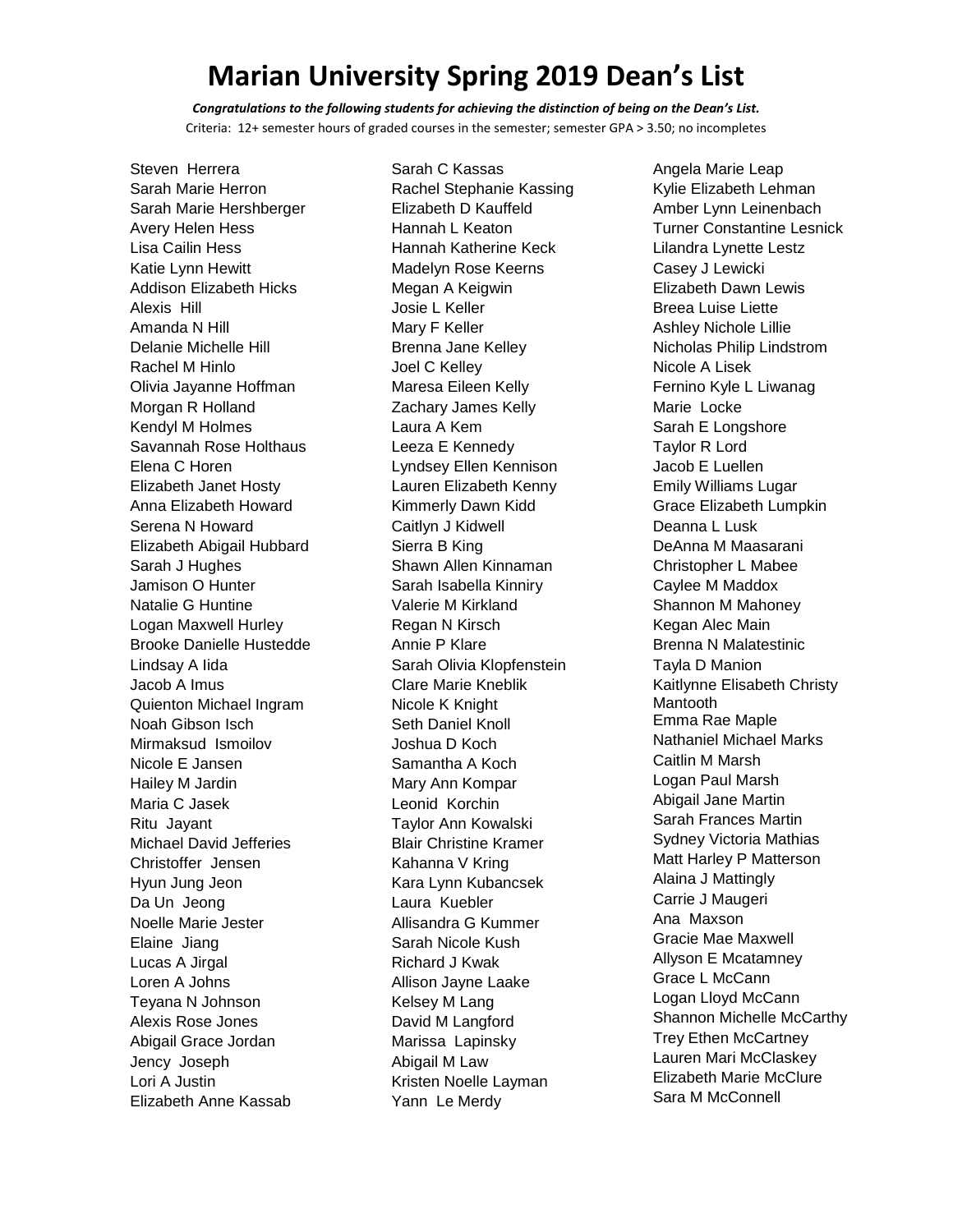# Marian University Spring 2019 Dean's List

***Congratulations to the following students for achieving the distinction of being on the Dean's List.***

Criteria: 12+ semester hours of graded courses in the semester; semester GPA > 3.50; no incompletes

Steven Herrera
Sarah Marie Herron
Sarah Marie Hershberger
Avery Helen Hess
Lisa Cailin Hess
Katie Lynn Hewitt
Addison Elizabeth Hicks
Alexis Hill
Amanda N Hill
Delanie Michelle Hill
Rachel M Hinlo
Olivia Jayanne Hoffman
Morgan R Holland
Kendyl M Holmes
Savannah Rose Holthaus
Elena C Horen
Elizabeth Janet Hosty
Anna Elizabeth Howard
Serena N Howard
Elizabeth Abigail Hubbard
Sarah J Hughes
Jamison O Hunter
Natalie G Huntine
Logan Maxwell Hurley
Brooke Danielle Hustedde
Lindsay A Iida
Jacob A Imus
Quienton Michael Ingram
Noah Gibson Isch
Mirmaksud Ismoilov
Nicole E Jansen
Hailey M Jardin
Maria C Jasek
Ritu Jayant
Michael David Jefferies
Christoffer Jensen
Hyun Jung Jeon
Da Un Jeong
Noelle Marie Jester
Elaine Jiang
Lucas A Jirgal
Loren A Johns
Teyana N Johnson
Alexis Rose Jones
Abigail Grace Jordan
Jency Joseph
Lori A Justin
Elizabeth Anne Kassab
Sarah C Kassas
Rachel Stephanie Kassing
Elizabeth D Kauffeld
Hannah L Keaton
Hannah Katherine Keck
Madelyn Rose Keerns
Megan A Keigwin
Josie L Keller
Mary F Keller
Brenna Jane Kelley
Joel C Kelley
Maresa Eileen Kelly
Zachary James Kelly
Laura A Kem
Leeza E Kennedy
Lyndsey Ellen Kennison
Lauren Elizabeth Kenny
Kimmerly Dawn Kidd
Caitlyn J Kidwell
Sierra B King
Shawn Allen Kinnaman
Sarah Isabella Kinniry
Valerie M Kirkland
Regan N Kirsch
Annie P Klare
Sarah Olivia Klopfenstein
Clare Marie Kneblik
Nicole K Knight
Seth Daniel Knoll
Joshua D Koch
Samantha A Koch
Mary Ann Kompar
Leonid Korchin
Taylor Ann Kowalski
Blair Christine Kramer
Kahanna V Kring
Kara Lynn Kubancsek
Laura Kuebler
Allisandra G Kummer
Sarah Nicole Kush
Richard J Kwak
Allison Jayne Laake
Kelsey M Lang
David M Langford
Marissa Lapinsky
Abigail M Law
Kristen Noelle Layman
Yann Le Merdy
Angela Marie Leap
Kylie Elizabeth Lehman
Amber Lynn Leinenbach
Turner Constantine Lesnick
Lilandra Lynette Lestz
Casey J Lewicki
Elizabeth Dawn Lewis
Breea Luise Liette
Ashley Nichole Lillie
Nicholas Philip Lindstrom
Nicole A Lisek
Fernino Kyle L Liwanag
Marie Locke
Sarah E Longshore
Taylor R Lord
Jacob E Luellen
Emily Williams Lugar
Grace Elizabeth Lumpkin
Deanna L Lusk
DeAnna M Maasarani
Christopher L Mabee
Caylee M Maddox
Shannon M Mahoney
Kegan Alec Main
Brenna N Malatestinic
Tayla D Manion
Kaitlynne Elisabeth Christy Mantooth
Emma Rae Maple
Nathaniel Michael Marks
Caitlin M Marsh
Logan Paul Marsh
Abigail Jane Martin
Sarah Frances Martin
Sydney Victoria Mathias
Matt Harley P Matterson
Alaina J Mattingly
Carrie J Maugeri
Ana Maxson
Gracie Mae Maxwell
Allyson E Mcatamney
Grace L McCann
Logan Lloyd McCann
Shannon Michelle McCarthy
Trey Ethen McCartney
Lauren Mari McClaskey
Elizabeth Marie McClure
Sara M McConnell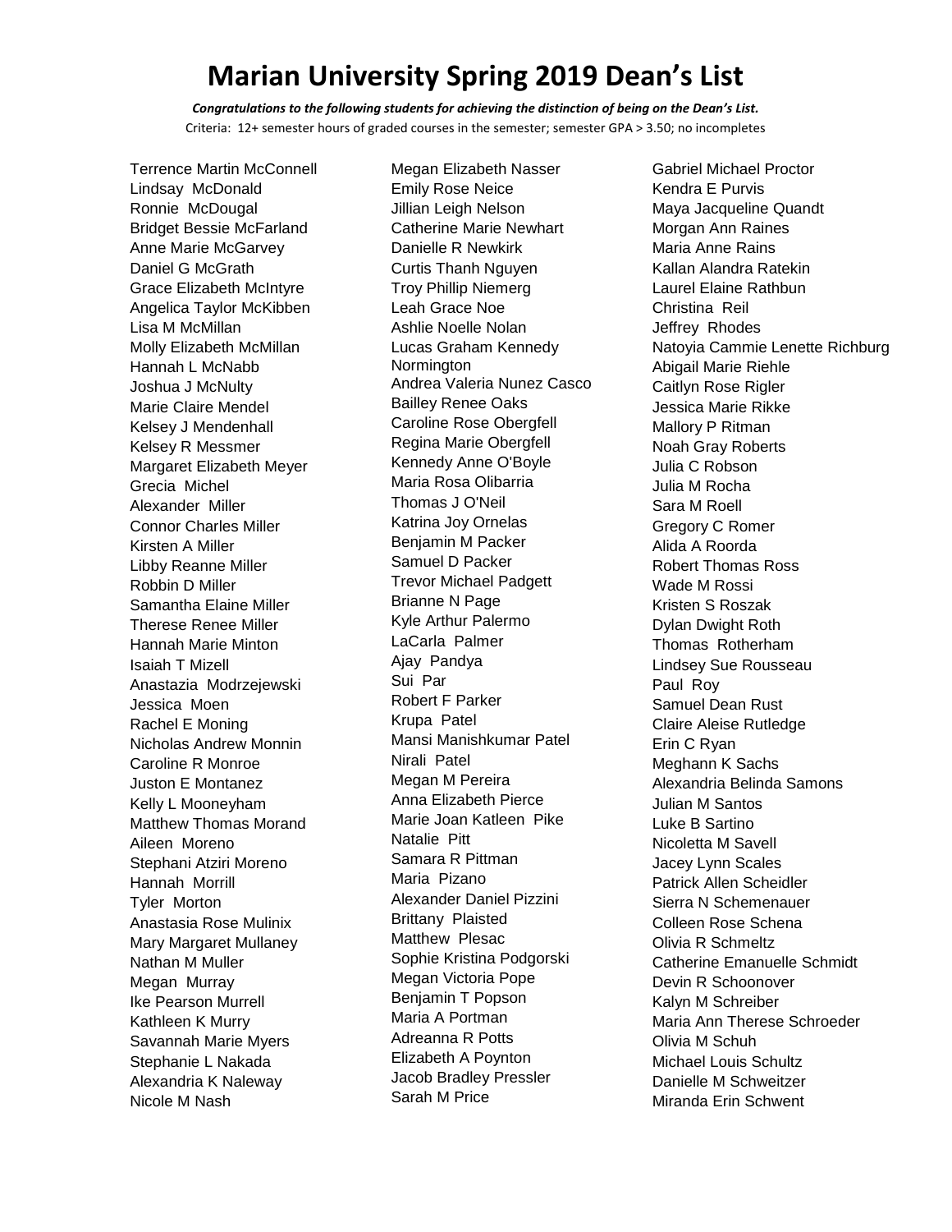# Marian University Spring 2019 Dean's List

***Congratulations to the following students for achieving the distinction of being on the Dean's List.***

Criteria: 12+ semester hours of graded courses in the semester; semester GPA > 3.50; no incompletes

Terrence Martin McConnell
Lindsay McDonald
Ronnie McDougal
Bridget Bessie McFarland
Anne Marie McGarvey
Daniel G McGrath
Grace Elizabeth McIntyre
Angelica Taylor McKibben
Lisa M McMillan
Molly Elizabeth McMillan
Hannah L McNabb
Joshua J McNulty
Marie Claire Mendel
Kelsey J Mendenhall
Kelsey R Messmer
Margaret Elizabeth Meyer
Grecia Michel
Alexander Miller
Connor Charles Miller
Kirsten A Miller
Libby Reanne Miller
Robbin D Miller
Samantha Elaine Miller
Therese Renee Miller
Hannah Marie Minton
Isaiah T Mizell
Anastazia Modrzejewski
Jessica Moen
Rachel E Moning
Nicholas Andrew Monnin
Caroline R Monroe
Juston E Montanez
Kelly L Mooneyham
Matthew Thomas Morand
Aileen Moreno
Stephani Atziri Moreno
Hannah Morrill
Tyler Morton
Anastasia Rose Mulinix
Mary Margaret Mullaney
Nathan M Muller
Megan Murray
Ike Pearson Murrell
Kathleen K Murry
Savannah Marie Myers
Stephanie L Nakada
Alexandria K Naleway
Nicole M Nash
Megan Elizabeth Nasser
Emily Rose Neice
Jillian Leigh Nelson
Catherine Marie Newhart
Danielle R Newkirk
Curtis Thanh Nguyen
Troy Phillip Niemerg
Leah Grace Noe
Ashlie Noelle Nolan
Lucas Graham Kennedy Normington
Andrea Valeria Nunez Casco
Bailley Renee Oaks
Caroline Rose Obergfell
Regina Marie Obergfell
Kennedy Anne O'Boyle
Maria Rosa Olibarria
Thomas J O'Neil
Katrina Joy Ornelas
Benjamin M Packer
Samuel D Packer
Trevor Michael Padgett
Brianne N Page
Kyle Arthur Palermo
LaCarla Palmer
Ajay Pandya
Sui Par
Robert F Parker
Krupa Patel
Mansi Manishkumar Patel
Nirali Patel
Megan M Pereira
Anna Elizabeth Pierce
Marie Joan Katleen Pike
Natalie Pitt
Samara R Pittman
Maria Pizano
Alexander Daniel Pizzini
Brittany Plaisted
Matthew Plesac
Sophie Kristina Podgorski
Megan Victoria Pope
Benjamin T Popson
Maria A Portman
Adreanna R Potts
Elizabeth A Poynton
Jacob Bradley Pressler
Sarah M Price
Gabriel Michael Proctor
Kendra E Purvis
Maya Jacqueline Quandt
Morgan Ann Raines
Maria Anne Rains
Kallan Alandra Ratekin
Laurel Elaine Rathbun
Christina Reil
Jeffrey Rhodes
Natoyia Cammie Lenette Richburg
Abigail Marie Riehle
Caitlyn Rose Rigler
Jessica Marie Rikke
Mallory P Ritman
Noah Gray Roberts
Julia C Robson
Julia M Rocha
Sara M Roell
Gregory C Romer
Alida A Roorda
Robert Thomas Ross
Wade M Rossi
Kristen S Roszak
Dylan Dwight Roth
Thomas Rotherham
Lindsey Sue Rousseau
Paul Roy
Samuel Dean Rust
Claire Aleise Rutledge
Erin C Ryan
Meghann K Sachs
Alexandria Belinda Samons
Julian M Santos
Luke B Sartino
Nicoletta M Savell
Jacey Lynn Scales
Patrick Allen Scheidler
Sierra N Schemenauer
Colleen Rose Schena
Olivia R Schmeltz
Catherine Emanuelle Schmidt
Devin R Schoonover
Kalyn M Schreiber
Maria Ann Therese Schroeder
Olivia M Schuh
Michael Louis Schultz
Danielle M Schweitzer
Miranda Erin Schwent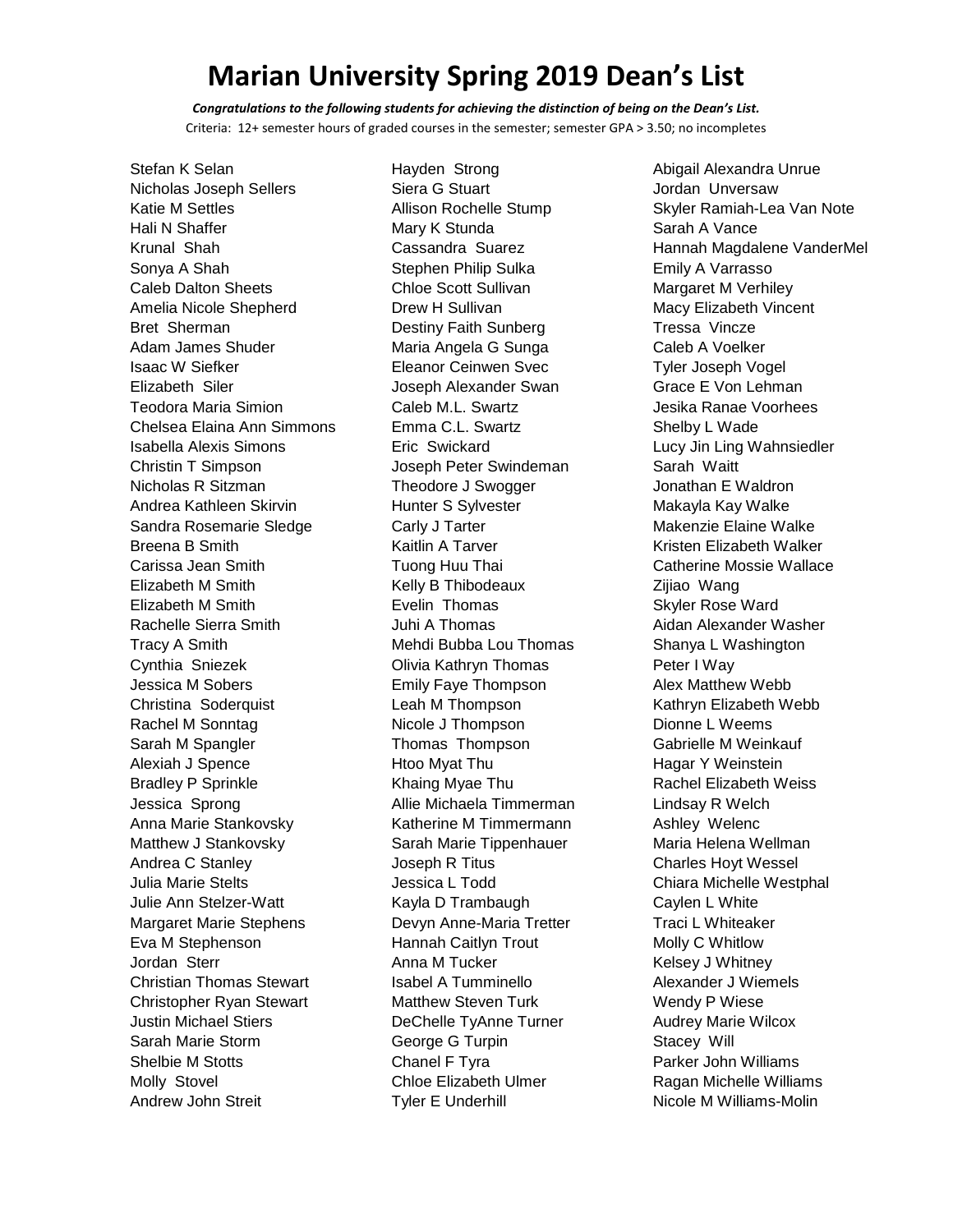# Marian University Spring 2019 Dean's List

***Congratulations to the following students for achieving the distinction of being on the Dean's List.***

Criteria: 12+ semester hours of graded courses in the semester; semester GPA > 3.50; no incompletes

Stefan K Selan
Nicholas Joseph Sellers
Katie M Settles
Hali N Shaffer
Krunal Shah
Sonya A Shah
Caleb Dalton Sheets
Amelia Nicole Shepherd
Bret Sherman
Adam James Shuder
Isaac W Siefker
Elizabeth Siler
Teodora Maria Simion
Chelsea Elaina Ann Simmons
Isabella Alexis Simons
Christin T Simpson
Nicholas R Sitzman
Andrea Kathleen Skirvin
Sandra Rosemarie Sledge
Breena B Smith
Carissa Jean Smith
Elizabeth M Smith
Elizabeth M Smith
Rachelle Sierra Smith
Tracy A Smith
Cynthia Sniezek
Jessica M Sobers
Christina Soderquist
Rachel M Sonntag
Sarah M Spangler
Alexiah J Spence
Bradley P Sprinkle
Jessica Sprong
Anna Marie Stankovsky
Matthew J Stankovsky
Andrea C Stanley
Julia Marie Stelts
Julie Ann Stelzer-Watt
Margaret Marie Stephens
Eva M Stephenson
Jordan Sterr
Christian Thomas Stewart
Christopher Ryan Stewart
Justin Michael Stiers
Sarah Marie Storm
Shelbie M Stotts
Molly Stovel
Andrew John Streit
Hayden Strong
Siera G Stuart
Allison Rochelle Stump
Mary K Stunda
Cassandra Suarez
Stephen Philip Sulka
Chloe Scott Sullivan
Drew H Sullivan
Destiny Faith Sunberg
Maria Angela G Sunga
Eleanor Ceinwen Svec
Joseph Alexander Swan
Caleb M.L. Swartz
Emma C.L. Swartz
Eric Swickard
Joseph Peter Swindeman
Theodore J Swogger
Hunter S Sylvester
Carly J Tarter
Kaitlin A Tarver
Tuong Huu Thai
Kelly B Thibodeaux
Evelin Thomas
Juhi A Thomas
Mehdi Bubba Lou Thomas
Olivia Kathryn Thomas
Emily Faye Thompson
Leah M Thompson
Nicole J Thompson
Thomas Thompson
Htoo Myat Thu
Khaing Myae Thu
Allie Michaela Timmerman
Katherine M Timmermann
Sarah Marie Tippenhauer
Joseph R Titus
Jessica L Todd
Kayla D Trambaugh
Devyn Anne-Maria Tretter
Hannah Caitlyn Trout
Anna M Tucker
Isabel A Tumminello
Matthew Steven Turk
DeChelle TyAnne Turner
George G Turpin
Chanel F Tyra
Chloe Elizabeth Ulmer
Tyler E Underhill
Abigail Alexandra Unrue
Jordan Unversaw
Skyler Ramiah-Lea Van Note
Sarah A Vance
Hannah Magdalene VanderMel
Emily A Varrasso
Margaret M Verhiley
Macy Elizabeth Vincent
Tressa Vincze
Caleb A Voelker
Tyler Joseph Vogel
Grace E Von Lehman
Jesika Ranae Voorhees
Shelby L Wade
Lucy Jin Ling Wahnsiedler
Sarah Waitt
Jonathan E Waldron
Makayla Kay Walke
Makenzie Elaine Walke
Kristen Elizabeth Walker
Catherine Mossie Wallace
Zijiao Wang
Skyler Rose Ward
Aidan Alexander Washer
Shanya L Washington
Peter I Way
Alex Matthew Webb
Kathryn Elizabeth Webb
Dionne L Weems
Gabrielle M Weinkauf
Hagar Y Weinstein
Rachel Elizabeth Weiss
Lindsay R Welch
Ashley Welenc
Maria Helena Wellman
Charles Hoyt Wessel
Chiara Michelle Westphal
Caylen L White
Traci L Whiteaker
Molly C Whitlow
Kelsey J Whitney
Alexander J Wiemels
Wendy P Wiese
Audrey Marie Wilcox
Stacey Will
Parker John Williams
Ragan Michelle Williams
Nicole M Williams-Molin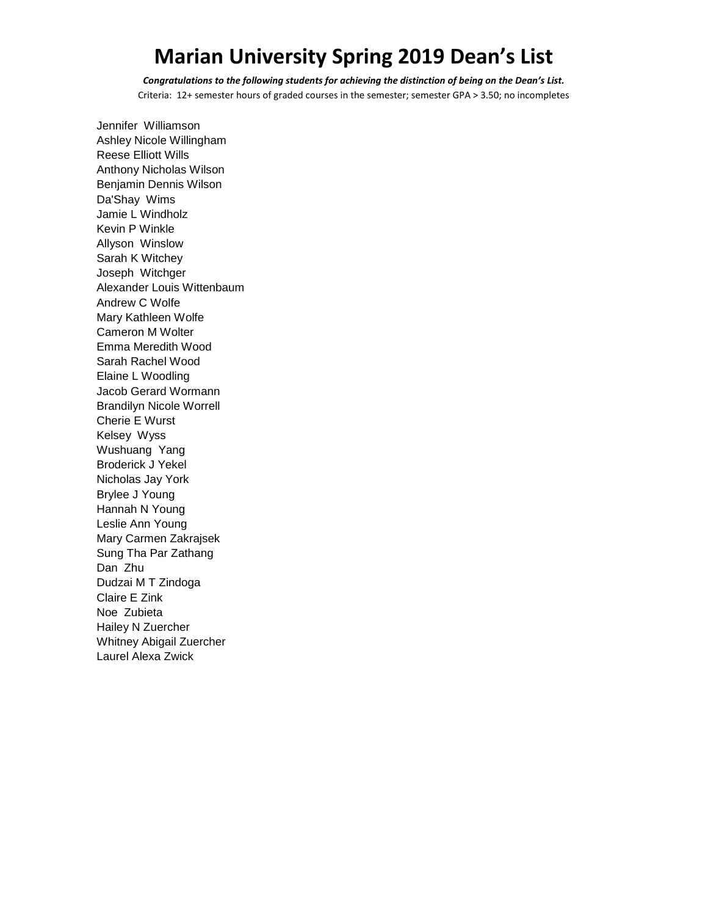# Marian University Spring 2019 Dean's List

***Congratulations to the following students for achieving the distinction of being on the Dean's List.***

Criteria: 12+ semester hours of graded courses in the semester; semester GPA > 3.50; no incompletes

Jennifer Williamson
Ashley Nicole Willingham
Reese Elliott Wills
Anthony Nicholas Wilson
Benjamin Dennis Wilson
Da'Shay Wims
Jamie L Windholz
Kevin P Winkle
Allyson Winslow
Sarah K Witchey
Joseph Witchger
Alexander Louis Wittenbaum
Andrew C Wolfe
Mary Kathleen Wolfe
Cameron M Wolter
Emma Meredith Wood
Sarah Rachel Wood
Elaine L Woodling
Jacob Gerard Wormann
Brandilyn Nicole Worrell
Cherie E Wurst
Kelsey Wyss
Wushuang Yang
Broderick J Yekel
Nicholas Jay York
Brylee J Young
Hannah N Young
Leslie Ann Young
Mary Carmen Zakrajsek
Sung Tha Par Zathang
Dan Zhu
Dudzai M T Zindoga
Claire E Zink
Noe Zubieta
Hailey N Zuercher
Whitney Abigail Zuercher
Laurel Alexa Zwick